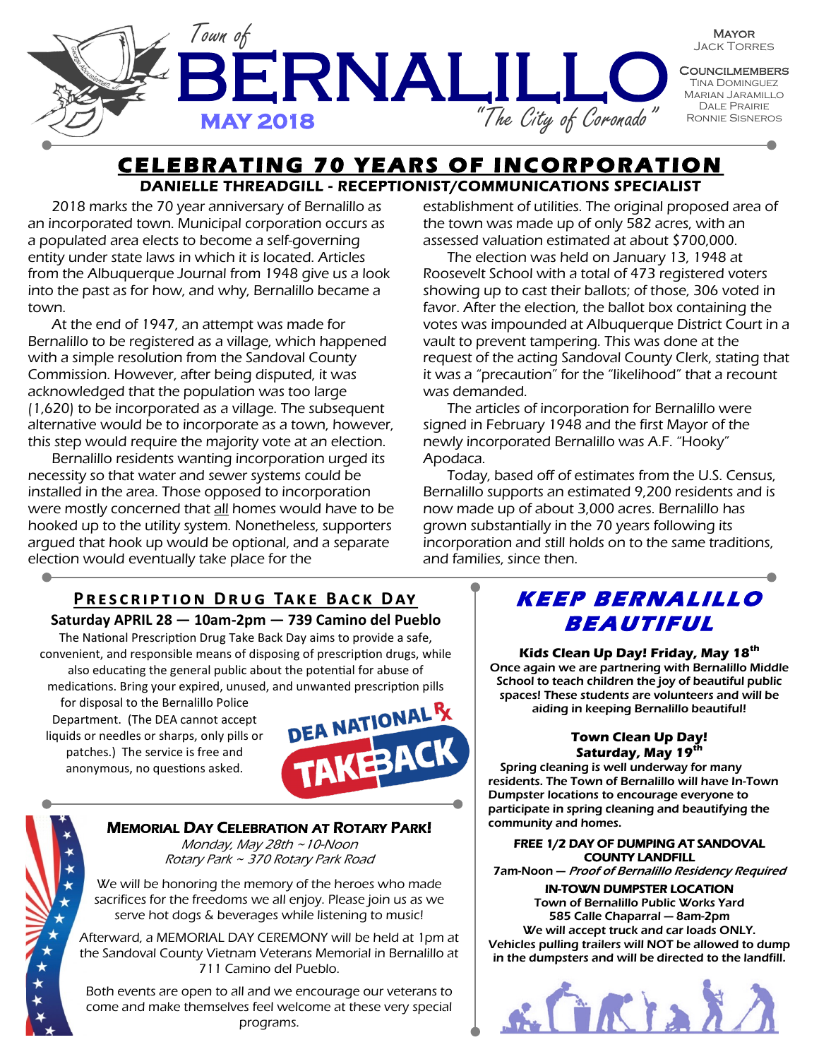# Town of BERNALILLO

**MAY 2018**

*"The City of Coronado"*

**Mayor**
Jack Torres

**Councilmembers**
Tina Dominguez
Marian Jaramillo
Dale Prairie
Ronnie Sisneros

## CELEBRATING 70 YEARS OF INCORPORATION

**DANIELLE THREADGILL - RECEPTIONIST/COMMUNICATIONS SPECIALIST**

2018 marks the 70 year anniversary of Bernalillo as an incorporated town. Municipal corporation occurs as a populated area elects to become a self-governing entity under state laws in which it is located. Articles from the Albuquerque Journal from 1948 give us a look into the past as for how, and why, Bernalillo became a town.

At the end of 1947, an attempt was made for Bernalillo to be registered as a village, which happened with a simple resolution from the Sandoval County Commission. However, after being disputed, it was acknowledged that the population was too large (1,620) to be incorporated as a village. The subsequent alternative would be to incorporate as a town, however, this step would require the majority vote at an election.

Bernalillo residents wanting incorporation urged its necessity so that water and sewer systems could be installed in the area. Those opposed to incorporation were mostly concerned that all homes would have to be hooked up to the utility system. Nonetheless, supporters argued that hook up would be optional, and a separate election would eventually take place for the establishment of utilities. The original proposed area of the town was made up of only 582 acres, with an assessed valuation estimated at about $700,000.

The election was held on January 13, 1948 at Roosevelt School with a total of 473 registered voters showing up to cast their ballots; of those, 306 voted in favor. After the election, the ballot box containing the votes was impounded at Albuquerque District Court in a vault to prevent tampering. This was done at the request of the acting Sandoval County Clerk, stating that it was a "precaution" for the "likelihood" that a recount was demanded.

The articles of incorporation for Bernalillo were signed in February 1948 and the first Mayor of the newly incorporated Bernalillo was A.F. "Hooky" Apodaca.

Today, based off of estimates from the U.S. Census, Bernalillo supports an estimated 9,200 residents and is now made up of about 3,000 acres. Bernalillo has grown substantially in the 70 years following its incorporation and still holds on to the same traditions, and families, since then.

## Prescription Drug Take Back Day

**Saturday APRIL 28 — 10am-2pm — 739 Camino del Pueblo**

The National Prescription Drug Take Back Day aims to provide a safe, convenient, and responsible means of disposing of prescription drugs, while also educating the general public about the potential for abuse of medications. Bring your expired, unused, and unwanted prescription pills for disposal to the Bernalillo Police Department. (The DEA cannot accept liquids or needles or sharps, only pills or patches.) The service is free and anonymous, no questions asked.

DEA NATIONAL Rx TAKEBACK

## Memorial Day Celebration at Rotary Park!

*Monday, May 28th ~10-Noon*
*Rotary Park ~ 370 Rotary Park Road*

We will be honoring the memory of the heroes who made sacrifices for the freedoms we all enjoy. Please join us as we serve hot dogs & beverages while listening to music!

Afterward, a MEMORIAL DAY CEREMONY will be held at 1pm at the Sandoval County Vietnam Veterans Memorial in Bernalillo at 711 Camino del Pueblo.

Both events are open to all and we encourage our veterans to come and make themselves feel welcome at these very special programs.

## KEEP BERNALILLO BEAUTIFUL

**Kids Clean Up Day! Friday, May 18th**

**Once again we are partnering with Bernalillo Middle School to teach children the joy of beautiful public spaces! These students are volunteers and will be aiding in keeping Bernalillo beautiful!**

**Town Clean Up Day!**
**Saturday, May 19th**

**Spring cleaning is well underway for many residents. The Town of Bernalillo will have In-Town Dumpster locations to encourage everyone to participate in spring cleaning and beautifying the community and homes.**

**FREE 1/2 DAY OF DUMPING AT SANDOVAL COUNTY LANDFILL**
**7am-Noon —** ***Proof of Bernalillo Residency Required***

**IN-TOWN DUMPSTER LOCATION**
**Town of Bernalillo Public Works Yard**
**585 Calle Chaparral — 8am-2pm**
**We will accept truck and car loads ONLY. Vehicles pulling trailers will NOT be allowed to dump in the dumpsters and will be directed to the landfill.**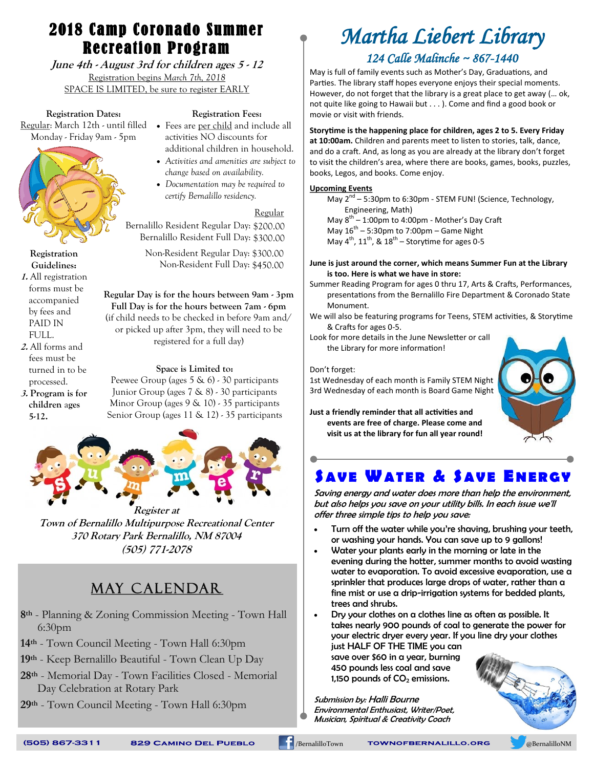# 2018 Camp Coronado Summer Recreation Program

***June 4th - August 3rd for children ages 5 - 12***

Registration begins *March 7th, 2018*

SPACE IS LIMITED, be sure to register EARLY

**Registration Dates:**

Regular: March 12th - until filled
Monday - Friday 9am - 5pm

**Registration Fees:**

- Fees are per child and include all activities NO discounts for additional children in household.
- *Activities and amenities are subject to change based on availability.*
- *Documentation may be required to certify Bernalillo residency.*

| | Regular |
|---|---|
| Bernalillo Resident Regular Day: | $200.00 |
| Bernalillo Resident Full Day: | $300.00 |
| Non-Resident Regular Day: | $300.00 |
| Non-Resident Full Day: | $450.00 |

**Registration Guidelines:**

1. All registration forms must be accompanied by fees and PAID IN FULL.
2. All forms and fees must be turned in to be processed.
3. **Program is for children ages 5-12.**

**Regular Day is for the hours between 9am - 3pm**
**Full Day is for the hours between 7am - 6pm**
(if child needs to be checked in before 9am and/or picked up after 3pm, they will need to be registered for a full day)

**Space is Limited to:**

Peewee Group (ages 5 & 6) - 30 participants
Junior Group (ages 7 & 8) - 30 participants
Minor Group (ages 9 & 10) - 35 participants
Senior Group (ages 11 & 12) - 35 participants

***Register at***
***Town of Bernalillo Multipurpose Recreational Center***
***370 Rotary Park Bernalillo, NM 87004***
***(505) 771-2078***

## MAY CALENDAR

**8th** - Planning & Zoning Commission Meeting - Town Hall 6:30pm

**14th** - Town Council Meeting - Town Hall 6:30pm

**19th** - Keep Bernalillo Beautiful - Town Clean Up Day

**28th** - Memorial Day - Town Facilities Closed - Memorial Day Celebration at Rotary Park

**29th** - Town Council Meeting - Town Hall 6:30pm

# Martha Liebert Library

*124 Calle Malinche ~ 867-1440*

May is full of family events such as Mother's Day, Graduations, and Parties. The library staff hopes everyone enjoys their special moments. However, do not forget that the library is a great place to get away (… ok, not quite like going to Hawaii but . . . ). Come and find a good book or movie or visit with friends.

**Storytime is the happening place for children, ages 2 to 5. Every Friday at 10:00am.** Children and parents meet to listen to stories, talk, dance, and do a craft. And, as long as you are already at the library don't forget to visit the children's area, where there are books, games, books, puzzles, books, Legos, and books. Come enjoy.

**Upcoming Events**

May 2nd – 5:30pm to 6:30pm - STEM FUN! (Science, Technology, Engineering, Math)
May 8th – 1:00pm to 4:00pm - Mother's Day Craft
May 16th – 5:30pm to 7:00pm – Game Night
May 4th, 11th, & 18th – Storytime for ages 0-5

**June is just around the corner, which means Summer Fun at the Library is too. Here is what we have in store:**

Summer Reading Program for ages 0 thru 17, Arts & Crafts, Performances, presentations from the Bernalillo Fire Department & Coronado State Monument.

We will also be featuring programs for Teens, STEM activities, & Storytime & Crafts for ages 0-5.

Look for more details in the June Newsletter or call the Library for more information!

Don't forget:
1st Wednesday of each month is Family STEM Night
3rd Wednesday of each month is Board Game Night

**Just a friendly reminder that all activities and events are free of charge. Please come and visit us at the library for fun all year round!**

# Save Water & Save Energy

***Saving energy and water does more than help the environment, but also helps you save on your utility bills. In each issue we'll offer three simple tips to help you save:***

- Turn off the water while you're shaving, brushing your teeth, or washing your hands. You can save up to 9 gallons!
- Water your plants early in the morning or late in the evening during the hotter, summer months to avoid wasting water to evaporation. To avoid excessive evaporation, use a sprinkler that produces large drops of water, rather than a fine mist or use a drip-irrigation systems for bedded plants, trees and shrubs.
- Dry your clothes on a clothes line as often as possible. It takes nearly 900 pounds of coal to generate the power for your electric dryer every year. If you line dry your clothes just HALF OF THE TIME you can save over $60 in a year, burning 450 pounds less coal and save 1,150 pounds of $CO_2$ emissions.

*Submission by: Halli Bourne*
*Environmental Enthusiast, Writer/Poet, Musician, Spiritual & Creativity Coach*

(505) 867-3311 | 829 Camino Del Pueblo | /BernalilloTown | townofbernalillo.org | @BernalilloNM